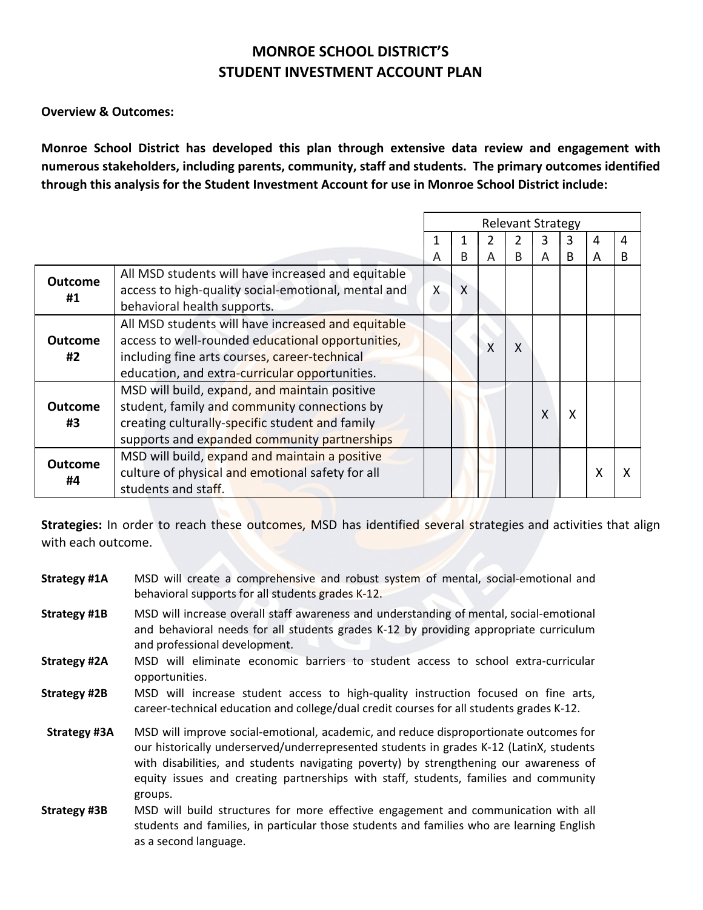# MONROE SCHOOL DISTRICT'S
# STUDENT INVESTMENT ACCOUNT PLAN

**Overview & Outcomes:**

**Monroe School District has developed this plan through extensive data review and engagement with numerous stakeholders, including parents, community, staff and students. The primary outcomes identified through this analysis for the Student Investment Account for use in Monroe School District include:**

| | | Relevant Strategy | | | | | | | |
|---|---|---|---|---|---|---|---|---|---|
| | | 1 A | 1 B | 2 A | 2 B | 3 A | 3 B | 4 A | 4 B |
| **Outcome #1** | All MSD students will have increased and equitable access to high-quality social-emotional, mental and behavioral health supports. | X | X | | | | | | |
| **Outcome #2** | All MSD students will have increased and equitable access to well-rounded educational opportunities, including fine arts courses, career-technical education, and extra-curricular opportunities. | | | X | X | | | | |
| **Outcome #3** | MSD will build, expand, and maintain positive student, family and community connections by creating culturally-specific student and family supports and expanded community partnerships | | | | | X | X | | |
| **Outcome #4** | MSD will build, expand and maintain a positive culture of physical and emotional safety for all students and staff. | | | | | | | X | X |

**Strategies:** In order to reach these outcomes, MSD has identified several strategies and activities that align with each outcome.

**Strategy #1A** MSD will create a comprehensive and robust system of mental, social-emotional and behavioral supports for all students grades K-12.

**Strategy #1B** MSD will increase overall staff awareness and understanding of mental, social-emotional and behavioral needs for all students grades K-12 by providing appropriate curriculum and professional development.

**Strategy #2A** MSD will eliminate economic barriers to student access to school extra-curricular opportunities.

**Strategy #2B** MSD will increase student access to high-quality instruction focused on fine arts, career-technical education and college/dual credit courses for all students grades K-12.

**Strategy #3A** MSD will improve social-emotional, academic, and reduce disproportionate outcomes for our historically underserved/underrepresented students in grades K-12 (LatinX, students with disabilities, and students navigating poverty) by strengthening our awareness of equity issues and creating partnerships with staff, students, families and community groups.

**Strategy #3B** MSD will build structures for more effective engagement and communication with all students and families, in particular those students and families who are learning English as a second language.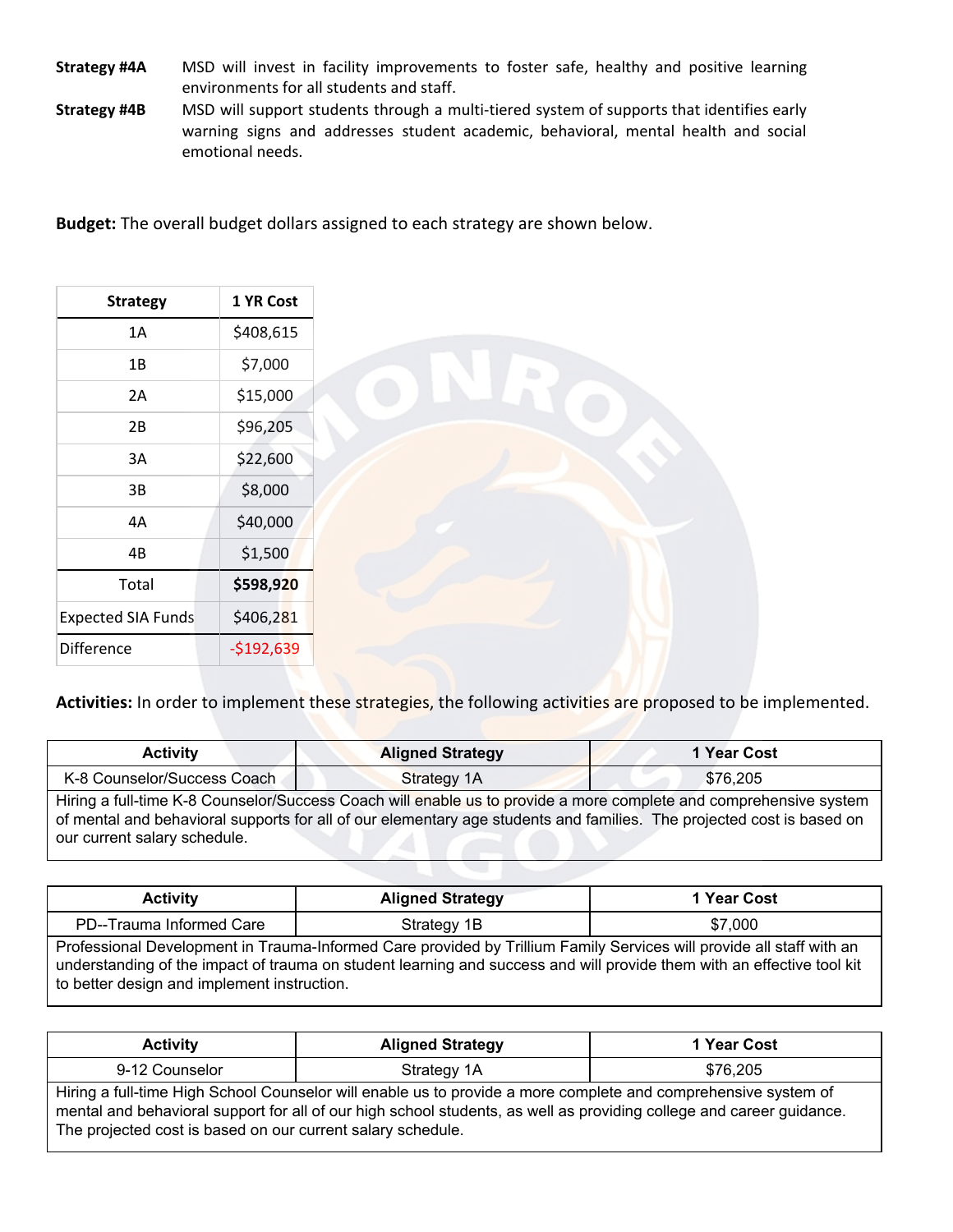**Strategy #4A** MSD will invest in facility improvements to foster safe, healthy and positive learning environments for all students and staff.

**Strategy #4B** MSD will support students through a multi-tiered system of supports that identifies early warning signs and addresses student academic, behavioral, mental health and social emotional needs.

**Budget:** The overall budget dollars assigned to each strategy are shown below.

| Strategy | 1 YR Cost |
|---|---|
| 1A | $408,615 |
| 1B | $7,000 |
| 2A | $15,000 |
| 2B | $96,205 |
| 3A | $22,600 |
| 3B | $8,000 |
| 4A | $40,000 |
| 4B | $1,500 |
| Total | **$598,920** |
| Expected SIA Funds | $406,281 |
| Difference | -$192,639 |

**Activities:** In order to implement these strategies, the following activities are proposed to be implemented.

| Activity | Aligned Strategy | 1 Year Cost |
|---|---|---|
| K-8 Counselor/Success Coach | Strategy 1A | $76,205 |
| Hiring a full-time K-8 Counselor/Success Coach will enable us to provide a more complete and comprehensive system of mental and behavioral supports for all of our elementary age students and families. The projected cost is based on our current salary schedule. | | |

| Activity | Aligned Strategy | 1 Year Cost |
|---|---|---|
| PD--Trauma Informed Care | Strategy 1B | $7,000 |
| Professional Development in Trauma-Informed Care provided by Trillium Family Services will provide all staff with an understanding of the impact of trauma on student learning and success and will provide them with an effective tool kit to better design and implement instruction. | | |

| Activity | Aligned Strategy | 1 Year Cost |
|---|---|---|
| 9-12 Counselor | Strategy 1A | $76,205 |
| Hiring a full-time High School Counselor will enable us to provide a more complete and comprehensive system of mental and behavioral support for all of our high school students, as well as providing college and career guidance. The projected cost is based on our current salary schedule. | | |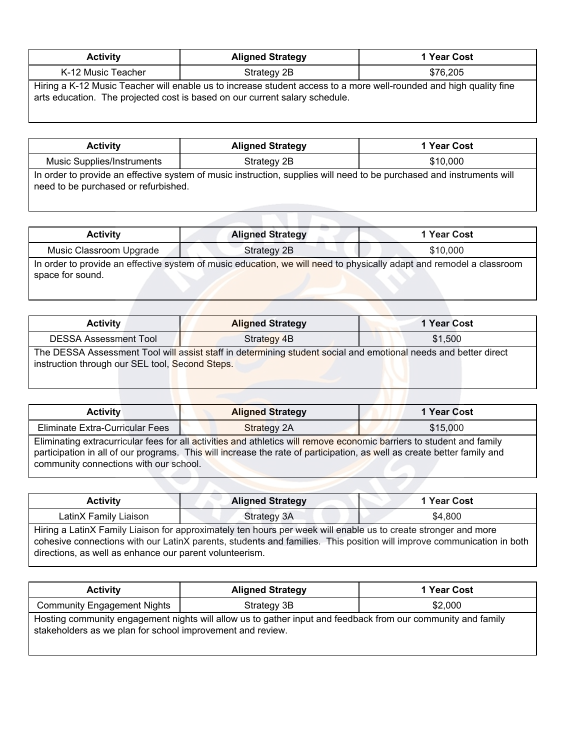| Activity | Aligned Strategy | 1 Year Cost |
|---|---|---|
| K-12 Music Teacher | Strategy 2B | $76,205 |

Hiring a K-12 Music Teacher will enable us to increase student access to a more well-rounded and high quality fine arts education. The projected cost is based on our current salary schedule.

| Activity | Aligned Strategy | 1 Year Cost |
|---|---|---|
| Music Supplies/Instruments | Strategy 2B | $10,000 |

In order to provide an effective system of music instruction, supplies will need to be purchased and instruments will need to be purchased or refurbished.

| Activity | Aligned Strategy | 1 Year Cost |
|---|---|---|
| Music Classroom Upgrade | Strategy 2B | $10,000 |

In order to provide an effective system of music education, we will need to physically adapt and remodel a classroom space for sound.

| Activity | Aligned Strategy | 1 Year Cost |
|---|---|---|
| DESSA Assessment Tool | Strategy 4B | $1,500 |

The DESSA Assessment Tool will assist staff in determining student social and emotional needs and better direct instruction through our SEL tool, Second Steps.

| Activity | Aligned Strategy | 1 Year Cost |
|---|---|---|
| Eliminate Extra-Curricular Fees | Strategy 2A | $15,000 |

Eliminating extracurricular fees for all activities and athletics will remove economic barriers to student and family participation in all of our programs. This will increase the rate of participation, as well as create better family and community connections with our school.

| Activity | Aligned Strategy | 1 Year Cost |
|---|---|---|
| LatinX Family Liaison | Strategy 3A | $4,800 |

Hiring a LatinX Family Liaison for approximately ten hours per week will enable us to create stronger and more cohesive connections with our LatinX parents, students and families. This position will improve communication in both directions, as well as enhance our parent volunteerism.

| Activity | Aligned Strategy | 1 Year Cost |
|---|---|---|
| Community Engagement Nights | Strategy 3B | $2,000 |

Hosting community engagement nights will allow us to gather input and feedback from our community and family stakeholders as we plan for school improvement and review.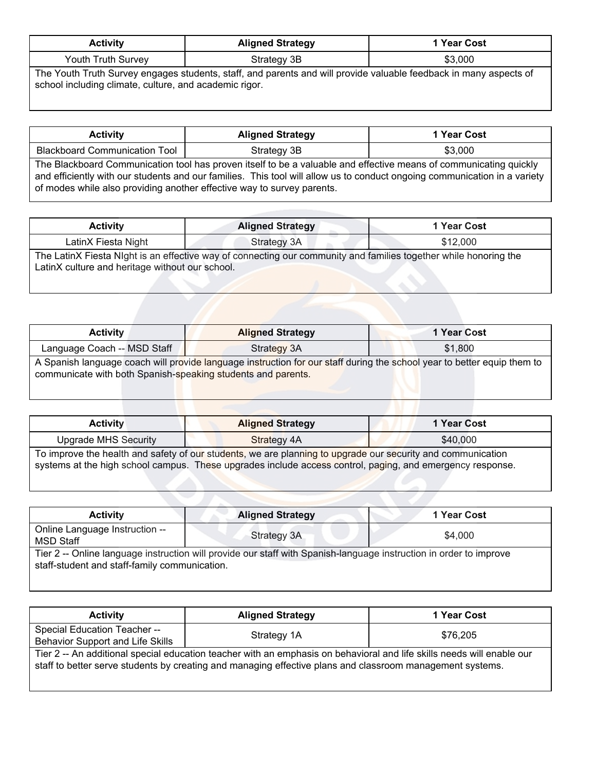| Activity | Aligned Strategy | 1 Year Cost |
| --- | --- | --- |
| Youth Truth Survey | Strategy 3B | $3,000 |

The Youth Truth Survey engages students, staff, and parents and will provide valuable feedback in many aspects of school including climate, culture, and academic rigor.

| Activity | Aligned Strategy | 1 Year Cost |
| --- | --- | --- |
| Blackboard Communication Tool | Strategy 3B | $3,000 |

The Blackboard Communication tool has proven itself to be a valuable and effective means of communicating quickly and efficiently with our students and our families. This tool will allow us to conduct ongoing communication in a variety of modes while also providing another effective way to survey parents.

| Activity | Aligned Strategy | 1 Year Cost |
| --- | --- | --- |
| LatinX Fiesta Night | Strategy 3A | $12,000 |

The LatinX Fiesta NIght is an effective way of connecting our community and families together while honoring the LatinX culture and heritage without our school.

| Activity | Aligned Strategy | 1 Year Cost |
| --- | --- | --- |
| Language Coach -- MSD Staff | Strategy 3A | $1,800 |

A Spanish language coach will provide language instruction for our staff during the school year to better equip them to communicate with both Spanish-speaking students and parents.

| Activity | Aligned Strategy | 1 Year Cost |
| --- | --- | --- |
| Upgrade MHS Security | Strategy 4A | $40,000 |

To improve the health and safety of our students, we are planning to upgrade our security and communication systems at the high school campus. These upgrades include access control, paging, and emergency response.

| Activity | Aligned Strategy | 1 Year Cost |
| --- | --- | --- |
| Online Language Instruction -- MSD Staff | Strategy 3A | $4,000 |

Tier 2 -- Online language instruction will provide our staff with Spanish-language instruction in order to improve staff-student and staff-family communication.

| Activity | Aligned Strategy | 1 Year Cost |
| --- | --- | --- |
| Special Education Teacher -- Behavior Support and Life Skills | Strategy 1A | $76,205 |

Tier 2 -- An additional special education teacher with an emphasis on behavioral and life skills needs will enable our staff to better serve students by creating and managing effective plans and classroom management systems.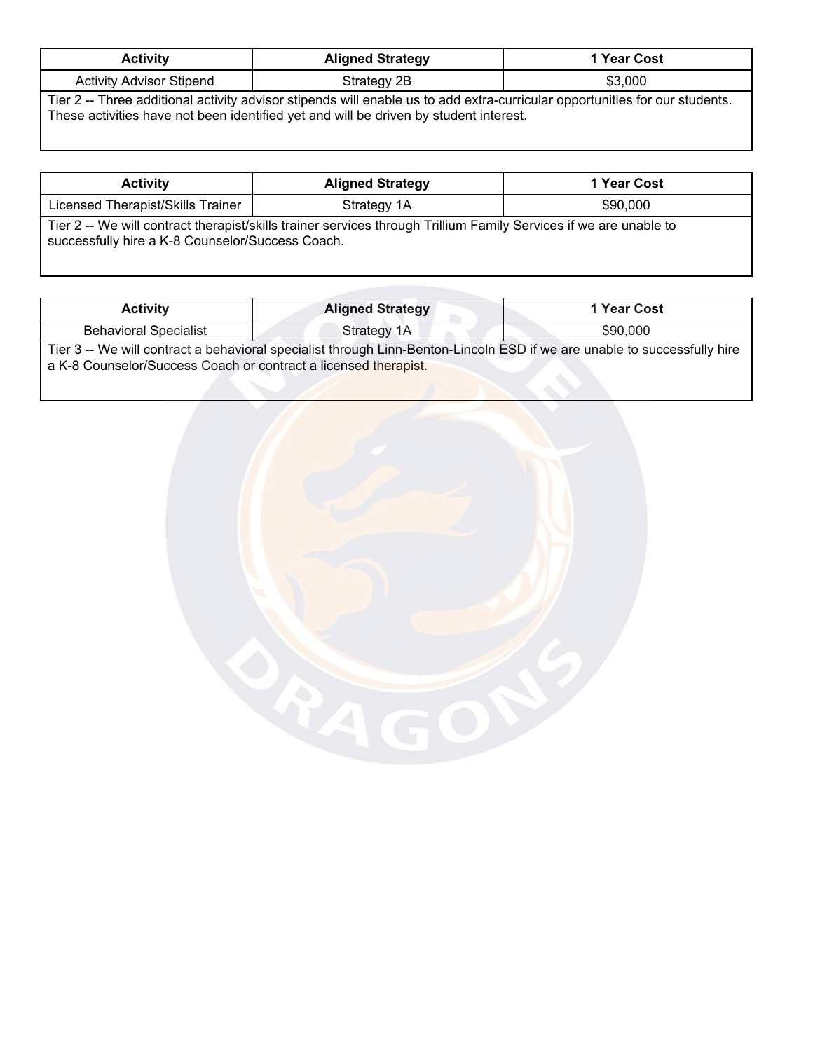| Activity | Aligned Strategy | 1 Year Cost |
|---|---|---|
| Activity Advisor Stipend | Strategy 2B | $3,000 |

Tier 2 -- Three additional activity advisor stipends will enable us to add extra-curricular opportunities for our students. These activities have not been identified yet and will be driven by student interest.

| Activity | Aligned Strategy | 1 Year Cost |
|---|---|---|
| Licensed Therapist/Skills Trainer | Strategy 1A | $90,000 |

Tier 2 -- We will contract therapist/skills trainer services through Trillium Family Services if we are unable to successfully hire a K-8 Counselor/Success Coach.

| Activity | Aligned Strategy | 1 Year Cost |
|---|---|---|
| Behavioral Specialist | Strategy 1A | $90,000 |

Tier 3 -- We will contract a behavioral specialist through Linn-Benton-Lincoln ESD if we are unable to successfully hire a K-8 Counselor/Success Coach or contract a licensed therapist.